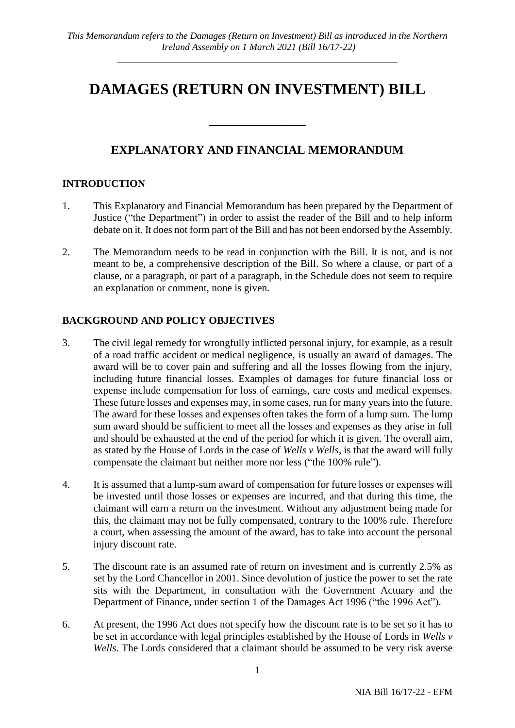*This Memorandum refers to the Damages (Return on Investment) Bill as introduced in the Northern Ireland Assembly on 1 March 2021 (Bill 16/17-22)*

---

# DAMAGES (RETURN ON INVESTMENT) BILL

---

## EXPLANATORY AND FINANCIAL MEMORANDUM

### INTRODUCTION

1. This Explanatory and Financial Memorandum has been prepared by the Department of Justice ("the Department") in order to assist the reader of the Bill and to help inform debate on it. It does not form part of the Bill and has not been endorsed by the Assembly.

2. The Memorandum needs to be read in conjunction with the Bill. It is not, and is not meant to be, a comprehensive description of the Bill. So where a clause, or part of a clause, or a paragraph, or part of a paragraph, in the Schedule does not seem to require an explanation or comment, none is given.

### BACKGROUND AND POLICY OBJECTIVES

3. The civil legal remedy for wrongfully inflicted personal injury, for example, as a result of a road traffic accident or medical negligence, is usually an award of damages. The award will be to cover pain and suffering and all the losses flowing from the injury, including future financial losses. Examples of damages for future financial loss or expense include compensation for loss of earnings, care costs and medical expenses. These future losses and expenses may, in some cases, run for many years into the future. The award for these losses and expenses often takes the form of a lump sum. The lump sum award should be sufficient to meet all the losses and expenses as they arise in full and should be exhausted at the end of the period for which it is given. The overall aim, as stated by the House of Lords in the case of *Wells v Wells*, is that the award will fully compensate the claimant but neither more nor less ("the 100% rule").

4. It is assumed that a lump-sum award of compensation for future losses or expenses will be invested until those losses or expenses are incurred, and that during this time, the claimant will earn a return on the investment. Without any adjustment being made for this, the claimant may not be fully compensated, contrary to the 100% rule. Therefore a court, when assessing the amount of the award, has to take into account the personal injury discount rate.

5. The discount rate is an assumed rate of return on investment and is currently 2.5% as set by the Lord Chancellor in 2001. Since devolution of justice the power to set the rate sits with the Department, in consultation with the Government Actuary and the Department of Finance, under section 1 of the Damages Act 1996 ("the 1996 Act").

6. At present, the 1996 Act does not specify how the discount rate is to be set so it has to be set in accordance with legal principles established by the House of Lords in *Wells v Wells*. The Lords considered that a claimant should be assumed to be very risk averse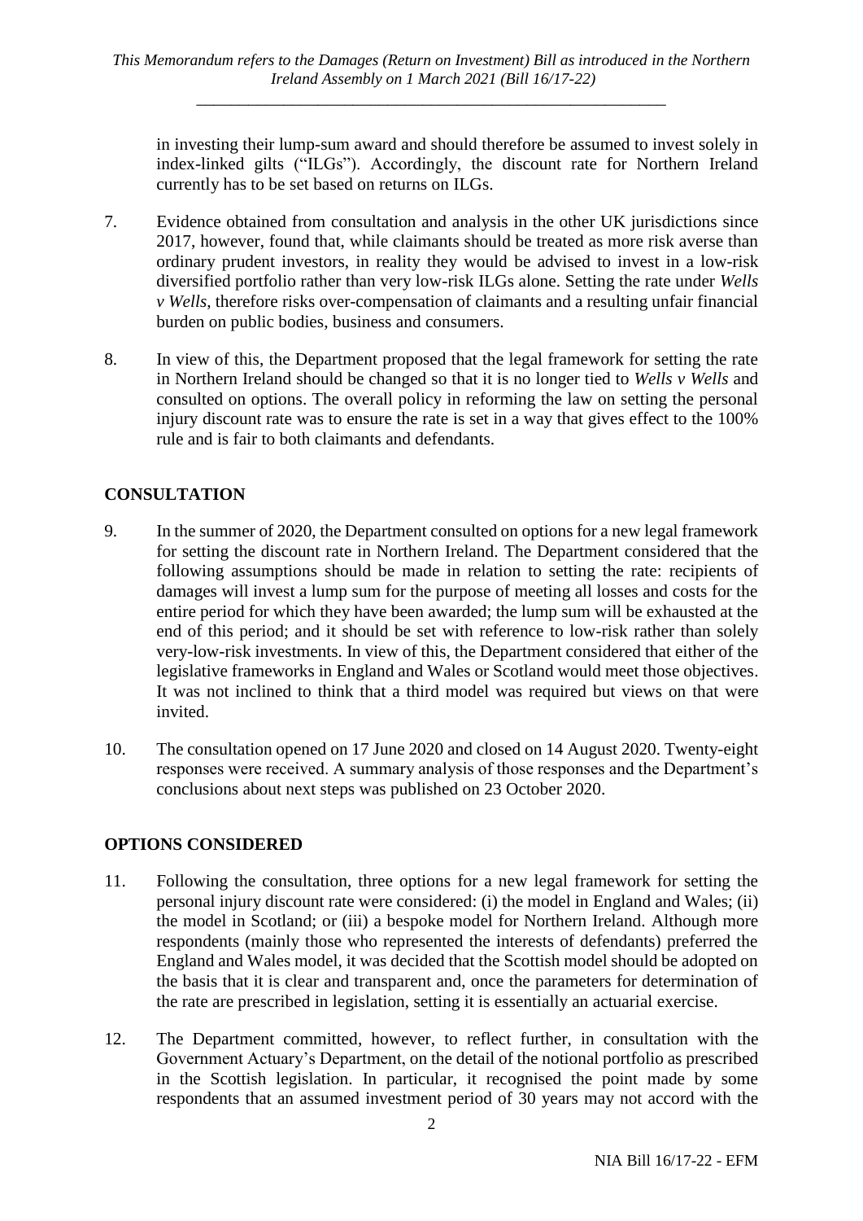in investing their lump-sum award and should therefore be assumed to invest solely in index-linked gilts ("ILGs"). Accordingly, the discount rate for Northern Ireland currently has to be set based on returns on ILGs.

7. Evidence obtained from consultation and analysis in the other UK jurisdictions since 2017, however, found that, while claimants should be treated as more risk averse than ordinary prudent investors, in reality they would be advised to invest in a low-risk diversified portfolio rather than very low-risk ILGs alone. Setting the rate under *Wells v Wells*, therefore risks over-compensation of claimants and a resulting unfair financial burden on public bodies, business and consumers.

8. In view of this, the Department proposed that the legal framework for setting the rate in Northern Ireland should be changed so that it is no longer tied to *Wells v Wells* and consulted on options. The overall policy in reforming the law on setting the personal injury discount rate was to ensure the rate is set in a way that gives effect to the 100% rule and is fair to both claimants and defendants.

## CONSULTATION

9. In the summer of 2020, the Department consulted on options for a new legal framework for setting the discount rate in Northern Ireland. The Department considered that the following assumptions should be made in relation to setting the rate: recipients of damages will invest a lump sum for the purpose of meeting all losses and costs for the entire period for which they have been awarded; the lump sum will be exhausted at the end of this period; and it should be set with reference to low-risk rather than solely very-low-risk investments. In view of this, the Department considered that either of the legislative frameworks in England and Wales or Scotland would meet those objectives. It was not inclined to think that a third model was required but views on that were invited.

10. The consultation opened on 17 June 2020 and closed on 14 August 2020. Twenty-eight responses were received. A summary analysis of those responses and the Department's conclusions about next steps was published on 23 October 2020.

## OPTIONS CONSIDERED

11. Following the consultation, three options for a new legal framework for setting the personal injury discount rate were considered: (i) the model in England and Wales; (ii) the model in Scotland; or (iii) a bespoke model for Northern Ireland. Although more respondents (mainly those who represented the interests of defendants) preferred the England and Wales model, it was decided that the Scottish model should be adopted on the basis that it is clear and transparent and, once the parameters for determination of the rate are prescribed in legislation, setting it is essentially an actuarial exercise.

12. The Department committed, however, to reflect further, in consultation with the Government Actuary's Department, on the detail of the notional portfolio as prescribed in the Scottish legislation. In particular, it recognised the point made by some respondents that an assumed investment period of 30 years may not accord with the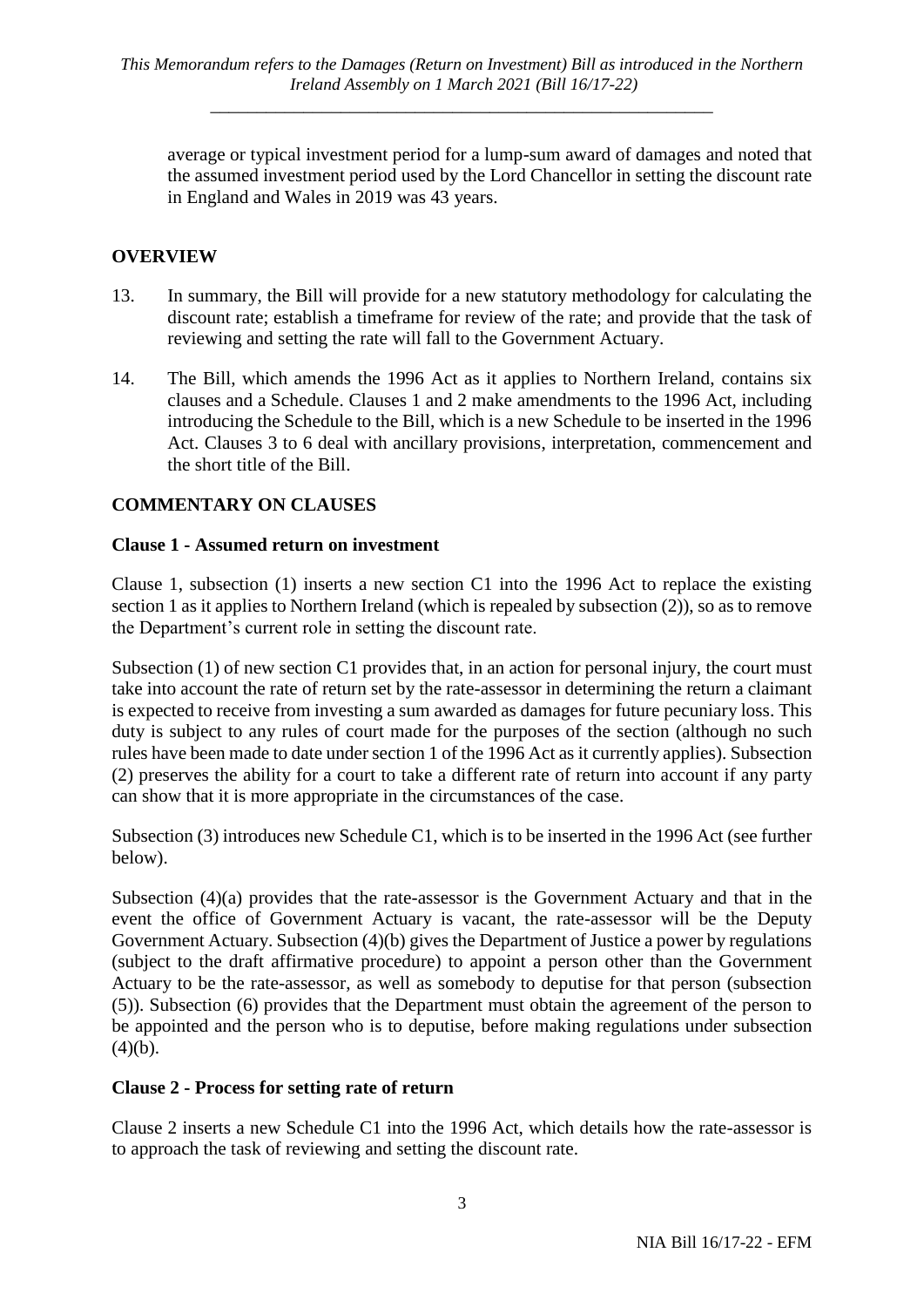average or typical investment period for a lump-sum award of damages and noted that the assumed investment period used by the Lord Chancellor in setting the discount rate in England and Wales in 2019 was 43 years.

## OVERVIEW

13. In summary, the Bill will provide for a new statutory methodology for calculating the discount rate; establish a timeframe for review of the rate; and provide that the task of reviewing and setting the rate will fall to the Government Actuary.

14. The Bill, which amends the 1996 Act as it applies to Northern Ireland, contains six clauses and a Schedule. Clauses 1 and 2 make amendments to the 1996 Act, including introducing the Schedule to the Bill, which is a new Schedule to be inserted in the 1996 Act. Clauses 3 to 6 deal with ancillary provisions, interpretation, commencement and the short title of the Bill.

## COMMENTARY ON CLAUSES

### Clause 1 - Assumed return on investment

Clause 1, subsection (1) inserts a new section C1 into the 1996 Act to replace the existing section 1 as it applies to Northern Ireland (which is repealed by subsection (2)), so as to remove the Department's current role in setting the discount rate.

Subsection (1) of new section C1 provides that, in an action for personal injury, the court must take into account the rate of return set by the rate-assessor in determining the return a claimant is expected to receive from investing a sum awarded as damages for future pecuniary loss. This duty is subject to any rules of court made for the purposes of the section (although no such rules have been made to date under section 1 of the 1996 Act as it currently applies). Subsection (2) preserves the ability for a court to take a different rate of return into account if any party can show that it is more appropriate in the circumstances of the case.

Subsection (3) introduces new Schedule C1, which is to be inserted in the 1996 Act (see further below).

Subsection (4)(a) provides that the rate-assessor is the Government Actuary and that in the event the office of Government Actuary is vacant, the rate-assessor will be the Deputy Government Actuary. Subsection (4)(b) gives the Department of Justice a power by regulations (subject to the draft affirmative procedure) to appoint a person other than the Government Actuary to be the rate-assessor, as well as somebody to deputise for that person (subsection (5)). Subsection (6) provides that the Department must obtain the agreement of the person to be appointed and the person who is to deputise, before making regulations under subsection (4)(b).

### Clause 2 - Process for setting rate of return

Clause 2 inserts a new Schedule C1 into the 1996 Act, which details how the rate-assessor is to approach the task of reviewing and setting the discount rate.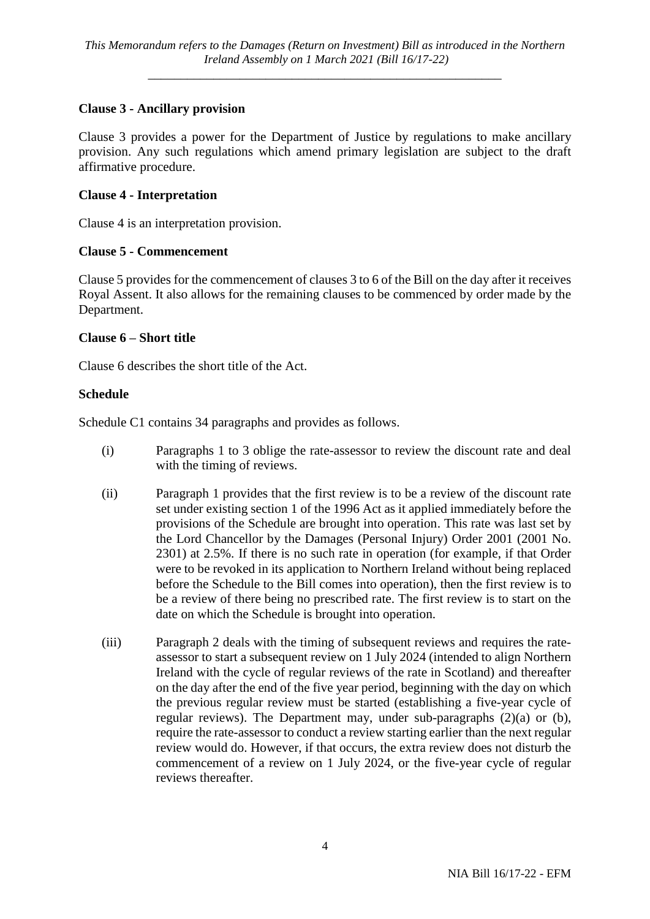**Clause 3 - Ancillary provision**

Clause 3 provides a power for the Department of Justice by regulations to make ancillary provision. Any such regulations which amend primary legislation are subject to the draft affirmative procedure.

**Clause 4 - Interpretation**

Clause 4 is an interpretation provision.

**Clause 5 - Commencement**

Clause 5 provides for the commencement of clauses 3 to 6 of the Bill on the day after it receives Royal Assent. It also allows for the remaining clauses to be commenced by order made by the Department.

**Clause 6 – Short title**

Clause 6 describes the short title of the Act.

**Schedule**

Schedule C1 contains 34 paragraphs and provides as follows.

(i) Paragraphs 1 to 3 oblige the rate-assessor to review the discount rate and deal with the timing of reviews.

(ii) Paragraph 1 provides that the first review is to be a review of the discount rate set under existing section 1 of the 1996 Act as it applied immediately before the provisions of the Schedule are brought into operation. This rate was last set by the Lord Chancellor by the Damages (Personal Injury) Order 2001 (2001 No. 2301) at 2.5%. If there is no such rate in operation (for example, if that Order were to be revoked in its application to Northern Ireland without being replaced before the Schedule to the Bill comes into operation), then the first review is to be a review of there being no prescribed rate. The first review is to start on the date on which the Schedule is brought into operation.

(iii) Paragraph 2 deals with the timing of subsequent reviews and requires the rate-assessor to start a subsequent review on 1 July 2024 (intended to align Northern Ireland with the cycle of regular reviews of the rate in Scotland) and thereafter on the day after the end of the five year period, beginning with the day on which the previous regular review must be started (establishing a five-year cycle of regular reviews). The Department may, under sub-paragraphs (2)(a) or (b), require the rate-assessor to conduct a review starting earlier than the next regular review would do. However, if that occurs, the extra review does not disturb the commencement of a review on 1 July 2024, or the five-year cycle of regular reviews thereafter.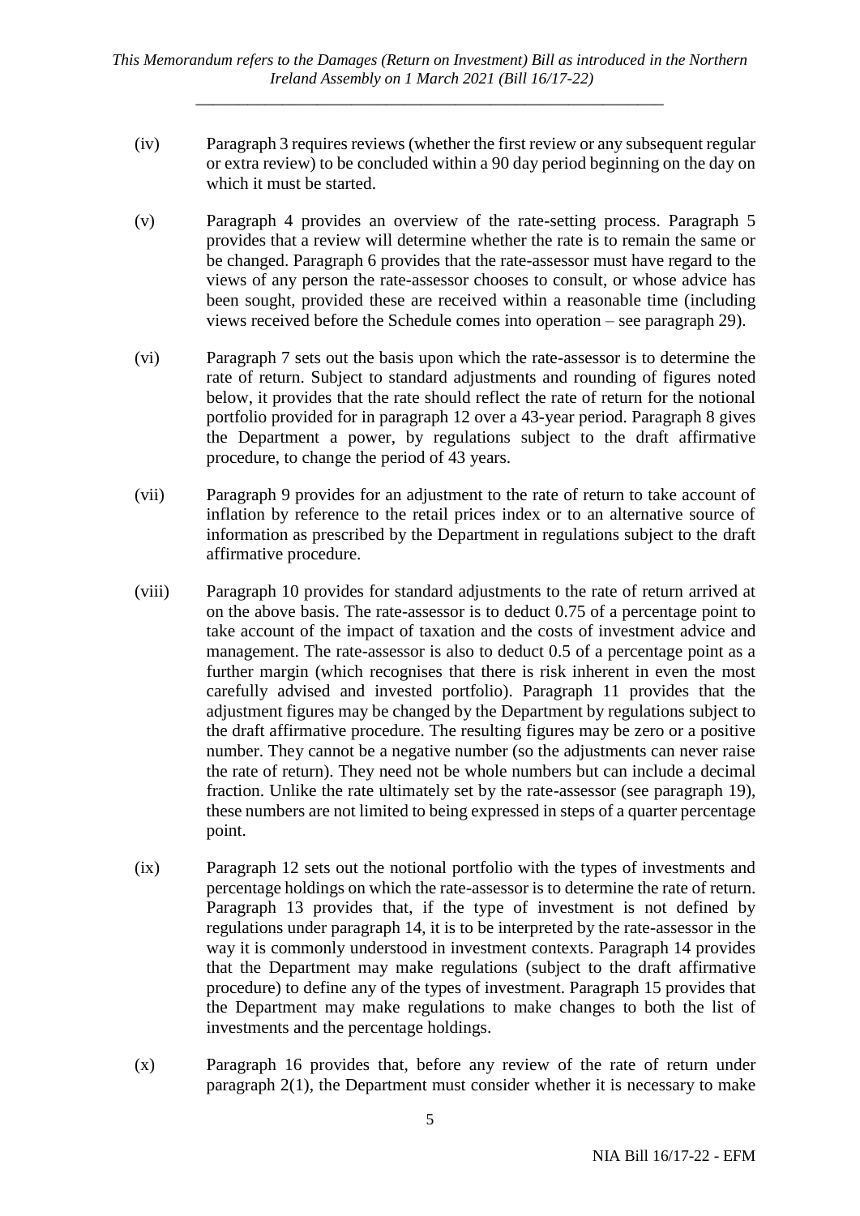(iv) Paragraph 3 requires reviews (whether the first review or any subsequent regular or extra review) to be concluded within a 90 day period beginning on the day on which it must be started.

(v) Paragraph 4 provides an overview of the rate-setting process. Paragraph 5 provides that a review will determine whether the rate is to remain the same or be changed. Paragraph 6 provides that the rate-assessor must have regard to the views of any person the rate-assessor chooses to consult, or whose advice has been sought, provided these are received within a reasonable time (including views received before the Schedule comes into operation – see paragraph 29).

(vi) Paragraph 7 sets out the basis upon which the rate-assessor is to determine the rate of return. Subject to standard adjustments and rounding of figures noted below, it provides that the rate should reflect the rate of return for the notional portfolio provided for in paragraph 12 over a 43-year period. Paragraph 8 gives the Department a power, by regulations subject to the draft affirmative procedure, to change the period of 43 years.

(vii) Paragraph 9 provides for an adjustment to the rate of return to take account of inflation by reference to the retail prices index or to an alternative source of information as prescribed by the Department in regulations subject to the draft affirmative procedure.

(viii) Paragraph 10 provides for standard adjustments to the rate of return arrived at on the above basis. The rate-assessor is to deduct 0.75 of a percentage point to take account of the impact of taxation and the costs of investment advice and management. The rate-assessor is also to deduct 0.5 of a percentage point as a further margin (which recognises that there is risk inherent in even the most carefully advised and invested portfolio). Paragraph 11 provides that the adjustment figures may be changed by the Department by regulations subject to the draft affirmative procedure. The resulting figures may be zero or a positive number. They cannot be a negative number (so the adjustments can never raise the rate of return). They need not be whole numbers but can include a decimal fraction. Unlike the rate ultimately set by the rate-assessor (see paragraph 19), these numbers are not limited to being expressed in steps of a quarter percentage point.

(ix) Paragraph 12 sets out the notional portfolio with the types of investments and percentage holdings on which the rate-assessor is to determine the rate of return. Paragraph 13 provides that, if the type of investment is not defined by regulations under paragraph 14, it is to be interpreted by the rate-assessor in the way it is commonly understood in investment contexts. Paragraph 14 provides that the Department may make regulations (subject to the draft affirmative procedure) to define any of the types of investment. Paragraph 15 provides that the Department may make regulations to make changes to both the list of investments and the percentage holdings.

(x) Paragraph 16 provides that, before any review of the rate of return under paragraph 2(1), the Department must consider whether it is necessary to make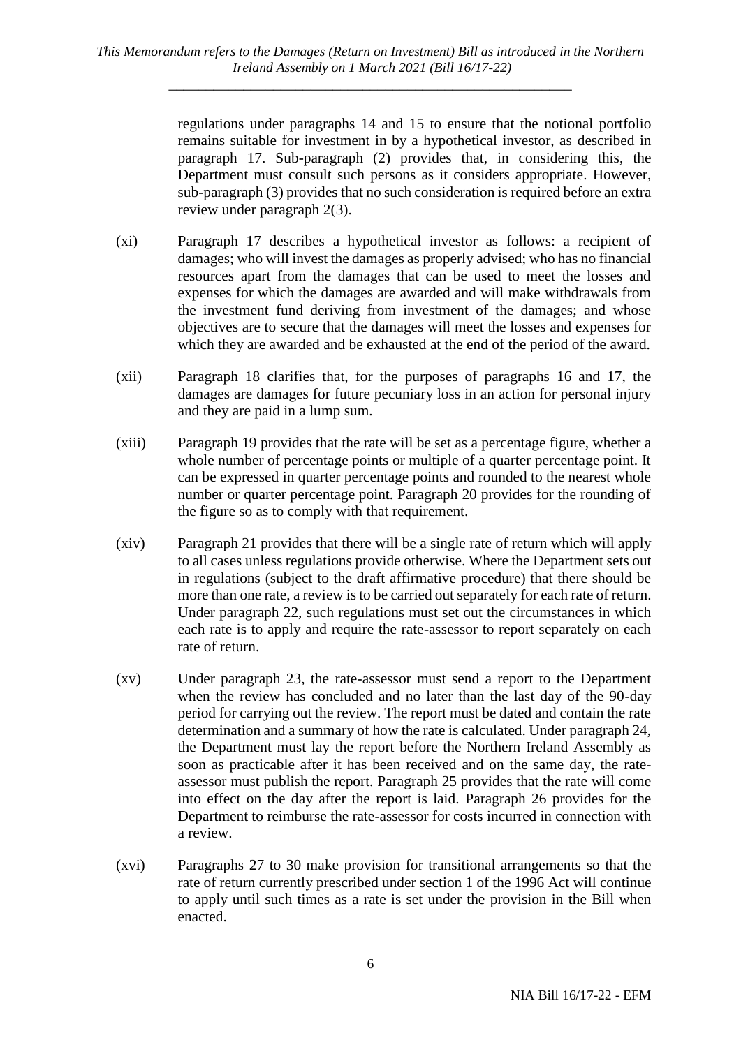regulations under paragraphs 14 and 15 to ensure that the notional portfolio remains suitable for investment in by a hypothetical investor, as described in paragraph 17. Sub-paragraph (2) provides that, in considering this, the Department must consult such persons as it considers appropriate. However, sub-paragraph (3) provides that no such consideration is required before an extra review under paragraph 2(3).

(xi) Paragraph 17 describes a hypothetical investor as follows: a recipient of damages; who will invest the damages as properly advised; who has no financial resources apart from the damages that can be used to meet the losses and expenses for which the damages are awarded and will make withdrawals from the investment fund deriving from investment of the damages; and whose objectives are to secure that the damages will meet the losses and expenses for which they are awarded and be exhausted at the end of the period of the award.

(xii) Paragraph 18 clarifies that, for the purposes of paragraphs 16 and 17, the damages are damages for future pecuniary loss in an action for personal injury and they are paid in a lump sum.

(xiii) Paragraph 19 provides that the rate will be set as a percentage figure, whether a whole number of percentage points or multiple of a quarter percentage point. It can be expressed in quarter percentage points and rounded to the nearest whole number or quarter percentage point. Paragraph 20 provides for the rounding of the figure so as to comply with that requirement.

(xiv) Paragraph 21 provides that there will be a single rate of return which will apply to all cases unless regulations provide otherwise. Where the Department sets out in regulations (subject to the draft affirmative procedure) that there should be more than one rate, a review is to be carried out separately for each rate of return. Under paragraph 22, such regulations must set out the circumstances in which each rate is to apply and require the rate-assessor to report separately on each rate of return.

(xv) Under paragraph 23, the rate-assessor must send a report to the Department when the review has concluded and no later than the last day of the 90-day period for carrying out the review. The report must be dated and contain the rate determination and a summary of how the rate is calculated. Under paragraph 24, the Department must lay the report before the Northern Ireland Assembly as soon as practicable after it has been received and on the same day, the rate-assessor must publish the report. Paragraph 25 provides that the rate will come into effect on the day after the report is laid. Paragraph 26 provides for the Department to reimburse the rate-assessor for costs incurred in connection with a review.

(xvi) Paragraphs 27 to 30 make provision for transitional arrangements so that the rate of return currently prescribed under section 1 of the 1996 Act will continue to apply until such times as a rate is set under the provision in the Bill when enacted.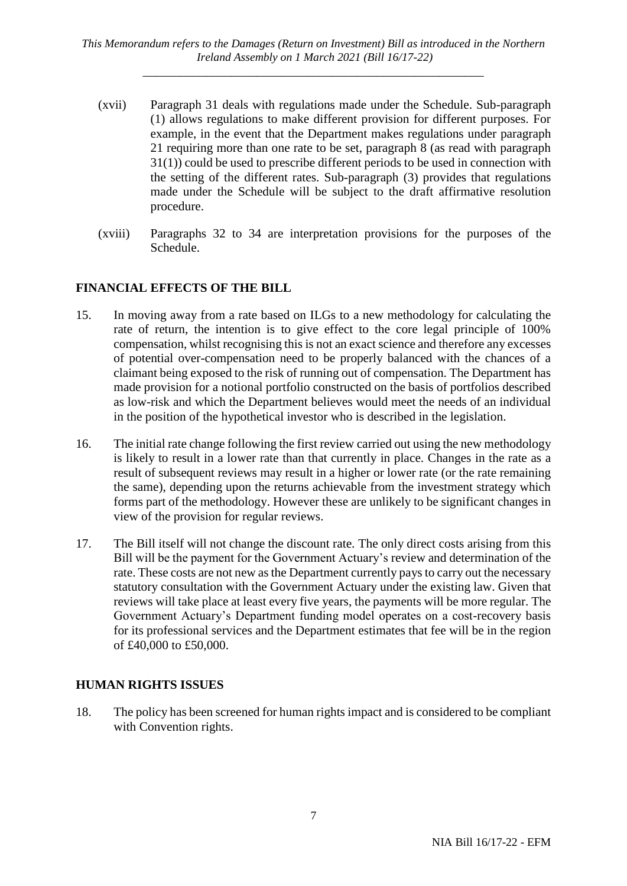(xvii) Paragraph 31 deals with regulations made under the Schedule. Sub-paragraph (1) allows regulations to make different provision for different purposes. For example, in the event that the Department makes regulations under paragraph 21 requiring more than one rate to be set, paragraph 8 (as read with paragraph 31(1)) could be used to prescribe different periods to be used in connection with the setting of the different rates. Sub-paragraph (3) provides that regulations made under the Schedule will be subject to the draft affirmative resolution procedure.

(xviii) Paragraphs 32 to 34 are interpretation provisions for the purposes of the Schedule.

## FINANCIAL EFFECTS OF THE BILL

15. In moving away from a rate based on ILGs to a new methodology for calculating the rate of return, the intention is to give effect to the core legal principle of 100% compensation, whilst recognising this is not an exact science and therefore any excesses of potential over-compensation need to be properly balanced with the chances of a claimant being exposed to the risk of running out of compensation. The Department has made provision for a notional portfolio constructed on the basis of portfolios described as low-risk and which the Department believes would meet the needs of an individual in the position of the hypothetical investor who is described in the legislation.

16. The initial rate change following the first review carried out using the new methodology is likely to result in a lower rate than that currently in place. Changes in the rate as a result of subsequent reviews may result in a higher or lower rate (or the rate remaining the same), depending upon the returns achievable from the investment strategy which forms part of the methodology. However these are unlikely to be significant changes in view of the provision for regular reviews.

17. The Bill itself will not change the discount rate. The only direct costs arising from this Bill will be the payment for the Government Actuary's review and determination of the rate. These costs are not new as the Department currently pays to carry out the necessary statutory consultation with the Government Actuary under the existing law. Given that reviews will take place at least every five years, the payments will be more regular. The Government Actuary's Department funding model operates on a cost-recovery basis for its professional services and the Department estimates that fee will be in the region of £40,000 to £50,000.

## HUMAN RIGHTS ISSUES

18. The policy has been screened for human rights impact and is considered to be compliant with Convention rights.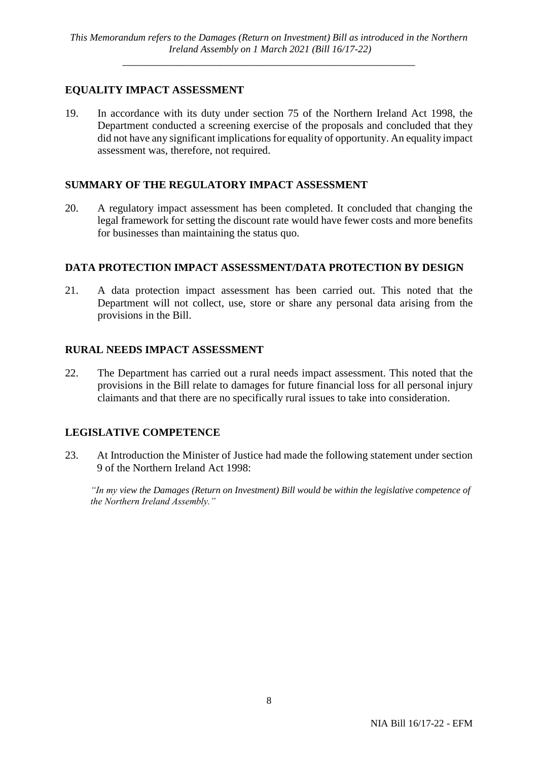## EQUALITY IMPACT ASSESSMENT

19. In accordance with its duty under section 75 of the Northern Ireland Act 1998, the Department conducted a screening exercise of the proposals and concluded that they did not have any significant implications for equality of opportunity. An equality impact assessment was, therefore, not required.

## SUMMARY OF THE REGULATORY IMPACT ASSESSMENT

20. A regulatory impact assessment has been completed. It concluded that changing the legal framework for setting the discount rate would have fewer costs and more benefits for businesses than maintaining the status quo.

## DATA PROTECTION IMPACT ASSESSMENT/DATA PROTECTION BY DESIGN

21. A data protection impact assessment has been carried out. This noted that the Department will not collect, use, store or share any personal data arising from the provisions in the Bill.

## RURAL NEEDS IMPACT ASSESSMENT

22. The Department has carried out a rural needs impact assessment. This noted that the provisions in the Bill relate to damages for future financial loss for all personal injury claimants and that there are no specifically rural issues to take into consideration.

## LEGISLATIVE COMPETENCE

23. At Introduction the Minister of Justice had made the following statement under section 9 of the Northern Ireland Act 1998:

*"In my view the Damages (Return on Investment) Bill would be within the legislative competence of the Northern Ireland Assembly."*